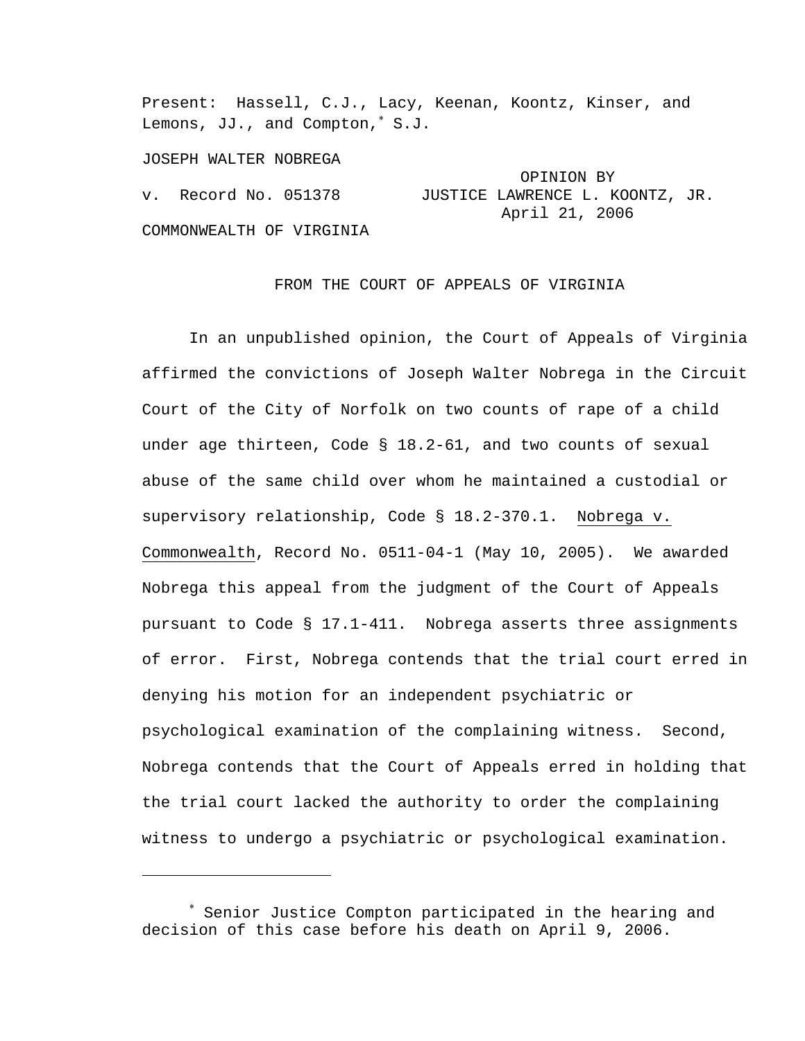Present: Hassell, C.J., Lacy, Keenan, Koontz, Kinser, and Lemons, JJ., and Compton,* S.J.

JOSEPH WALTER NOBREGA

v. Record No. 051378

COMMONWEALTH OF VIRGINIA

OPINION BY
JUSTICE LAWRENCE L. KOONTZ, JR.
April 21, 2006

FROM THE COURT OF APPEALS OF VIRGINIA

In an unpublished opinion, the Court of Appeals of Virginia affirmed the convictions of Joseph Walter Nobrega in the Circuit Court of the City of Norfolk on two counts of rape of a child under age thirteen, Code § 18.2-61, and two counts of sexual abuse of the same child over whom he maintained a custodial or supervisory relationship, Code § 18.2-370.1. Nobrega v. Commonwealth, Record No. 0511-04-1 (May 10, 2005). We awarded Nobrega this appeal from the judgment of the Court of Appeals pursuant to Code § 17.1-411. Nobrega asserts three assignments of error. First, Nobrega contends that the trial court erred in denying his motion for an independent psychiatric or psychological examination of the complaining witness. Second, Nobrega contends that the Court of Appeals erred in holding that the trial court lacked the authority to order the complaining witness to undergo a psychiatric or psychological examination.

---

* Senior Justice Compton participated in the hearing and decision of this case before his death on April 9, 2006.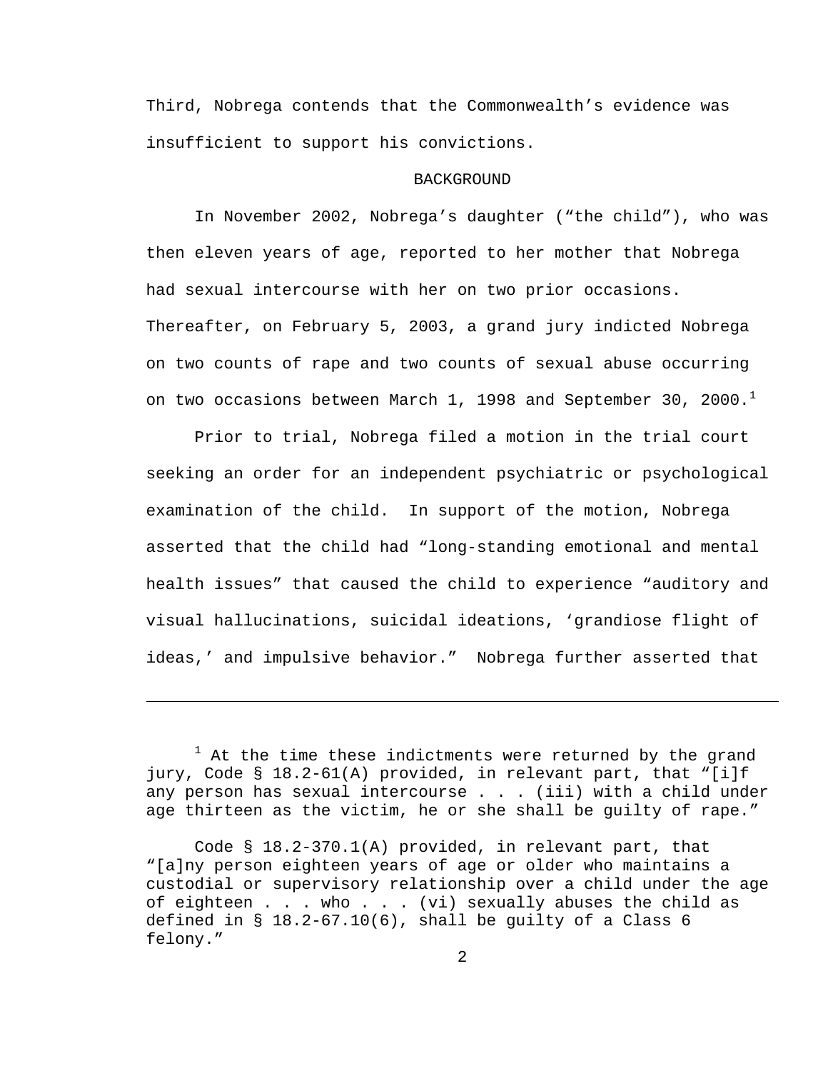Third, Nobrega contends that the Commonwealth’s evidence was insufficient to support his convictions.

BACKGROUND

In November 2002, Nobrega’s daughter (“the child”), who was then eleven years of age, reported to her mother that Nobrega had sexual intercourse with her on two prior occasions. Thereafter, on February 5, 2003, a grand jury indicted Nobrega on two counts of rape and two counts of sexual abuse occurring on two occasions between March 1, 1998 and September 30, 2000.[1]

Prior to trial, Nobrega filed a motion in the trial court seeking an order for an independent psychiatric or psychological examination of the child. In support of the motion, Nobrega asserted that the child had “long-standing emotional and mental health issues” that caused the child to experience “auditory and visual hallucinations, suicidal ideations, ‘grandiose flight of ideas,’ and impulsive behavior.” Nobrega further asserted that

---

[1] At the time these indictments were returned by the grand jury, Code § 18.2-61(A) provided, in relevant part, that “[i]f any person has sexual intercourse . . . (iii) with a child under age thirteen as the victim, he or she shall be guilty of rape.”

Code § 18.2-370.1(A) provided, in relevant part, that “[a]ny person eighteen years of age or older who maintains a custodial or supervisory relationship over a child under the age of eighteen . . . who . . . (vi) sexually abuses the child as defined in § 18.2-67.10(6), shall be guilty of a Class 6 felony.”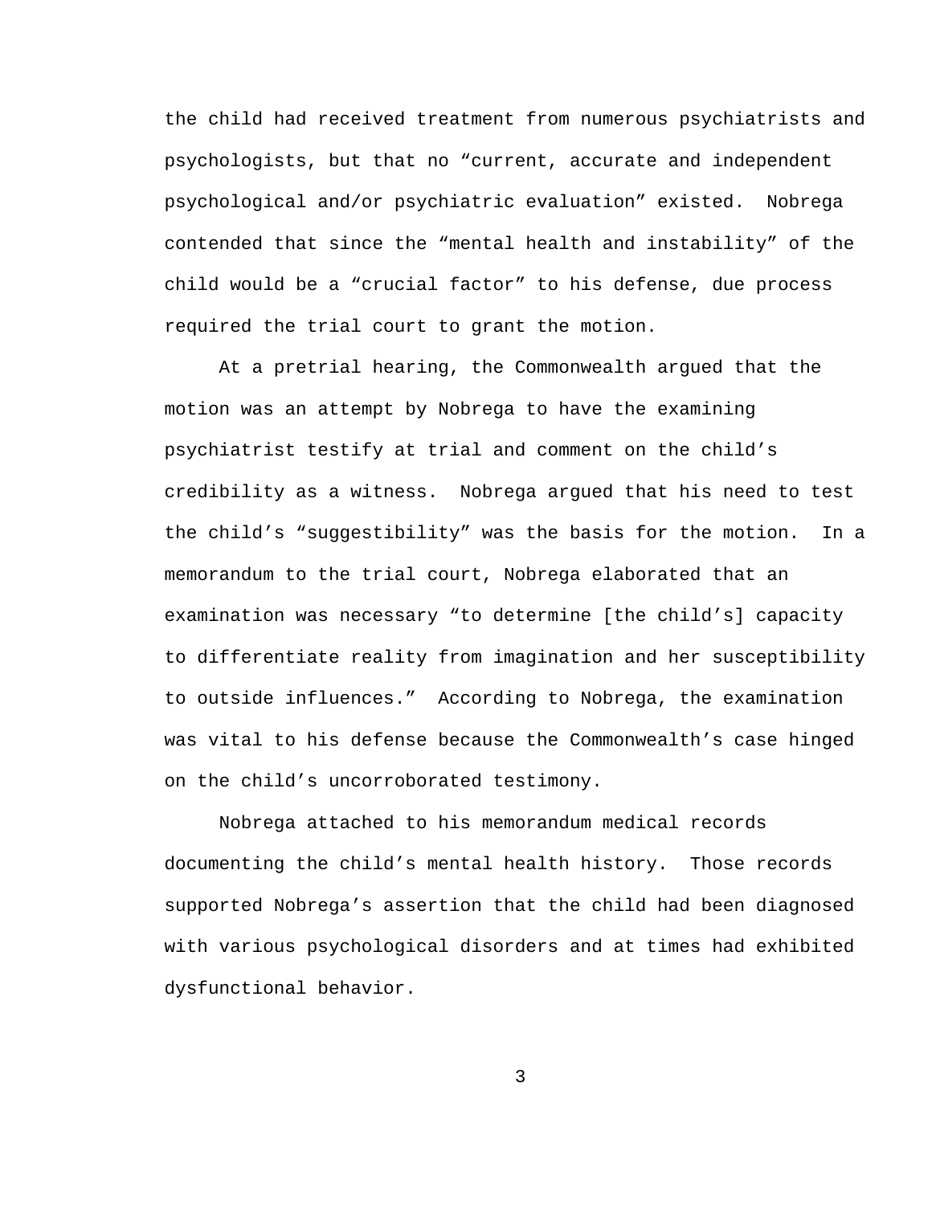the child had received treatment from numerous psychiatrists and psychologists, but that no “current, accurate and independent psychological and/or psychiatric evaluation” existed. Nobrega contended that since the “mental health and instability” of the child would be a “crucial factor” to his defense, due process required the trial court to grant the motion.

At a pretrial hearing, the Commonwealth argued that the motion was an attempt by Nobrega to have the examining psychiatrist testify at trial and comment on the child’s credibility as a witness. Nobrega argued that his need to test the child’s “suggestibility” was the basis for the motion. In a memorandum to the trial court, Nobrega elaborated that an examination was necessary “to determine [the child’s] capacity to differentiate reality from imagination and her susceptibility to outside influences.” According to Nobrega, the examination was vital to his defense because the Commonwealth’s case hinged on the child’s uncorroborated testimony.

Nobrega attached to his memorandum medical records documenting the child’s mental health history. Those records supported Nobrega’s assertion that the child had been diagnosed with various psychological disorders and at times had exhibited dysfunctional behavior.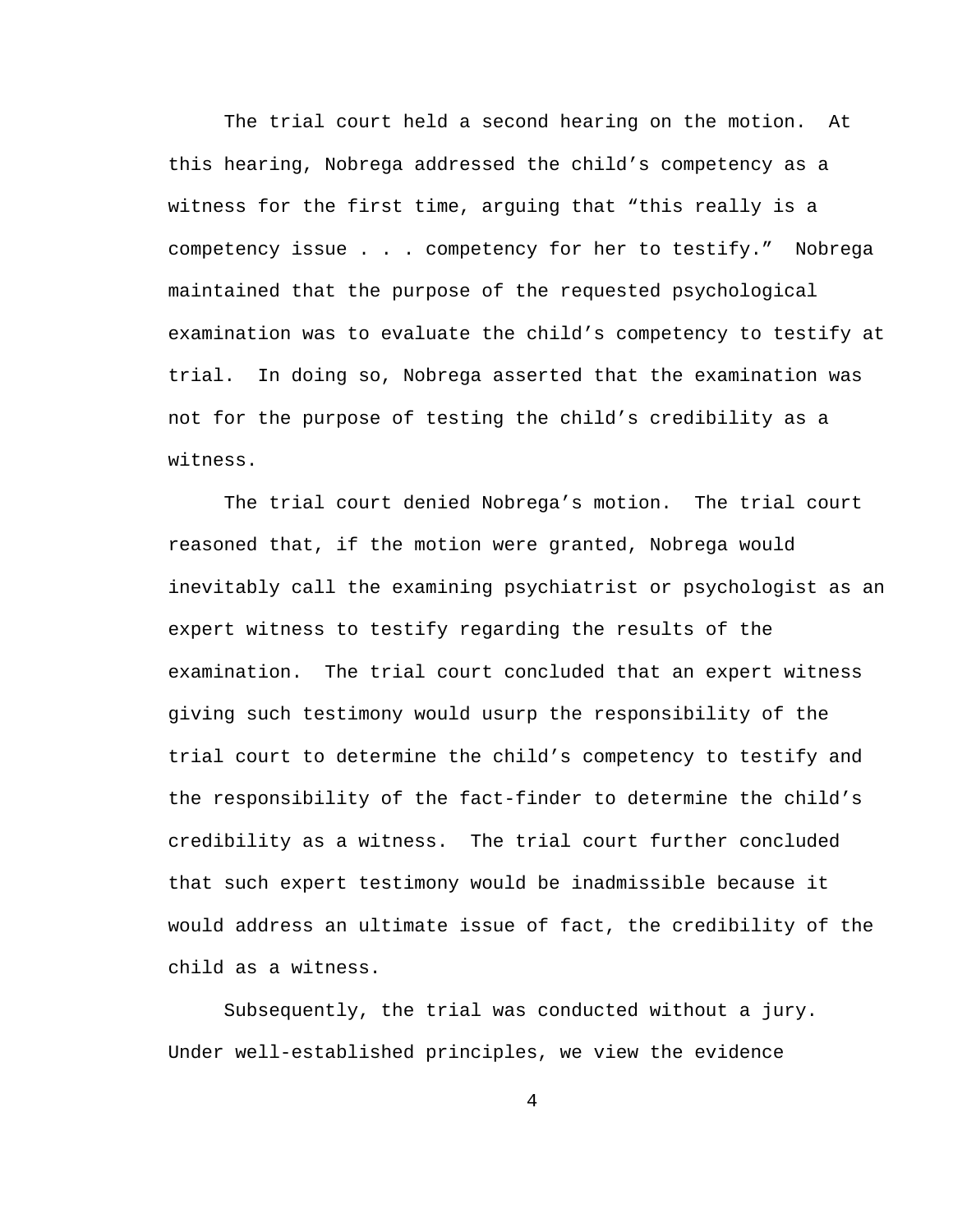The trial court held a second hearing on the motion. At this hearing, Nobrega addressed the child's competency as a witness for the first time, arguing that "this really is a competency issue . . . competency for her to testify." Nobrega maintained that the purpose of the requested psychological examination was to evaluate the child's competency to testify at trial. In doing so, Nobrega asserted that the examination was not for the purpose of testing the child's credibility as a witness.

The trial court denied Nobrega's motion. The trial court reasoned that, if the motion were granted, Nobrega would inevitably call the examining psychiatrist or psychologist as an expert witness to testify regarding the results of the examination. The trial court concluded that an expert witness giving such testimony would usurp the responsibility of the trial court to determine the child's competency to testify and the responsibility of the fact-finder to determine the child's credibility as a witness. The trial court further concluded that such expert testimony would be inadmissible because it would address an ultimate issue of fact, the credibility of the child as a witness.

Subsequently, the trial was conducted without a jury. Under well-established principles, we view the evidence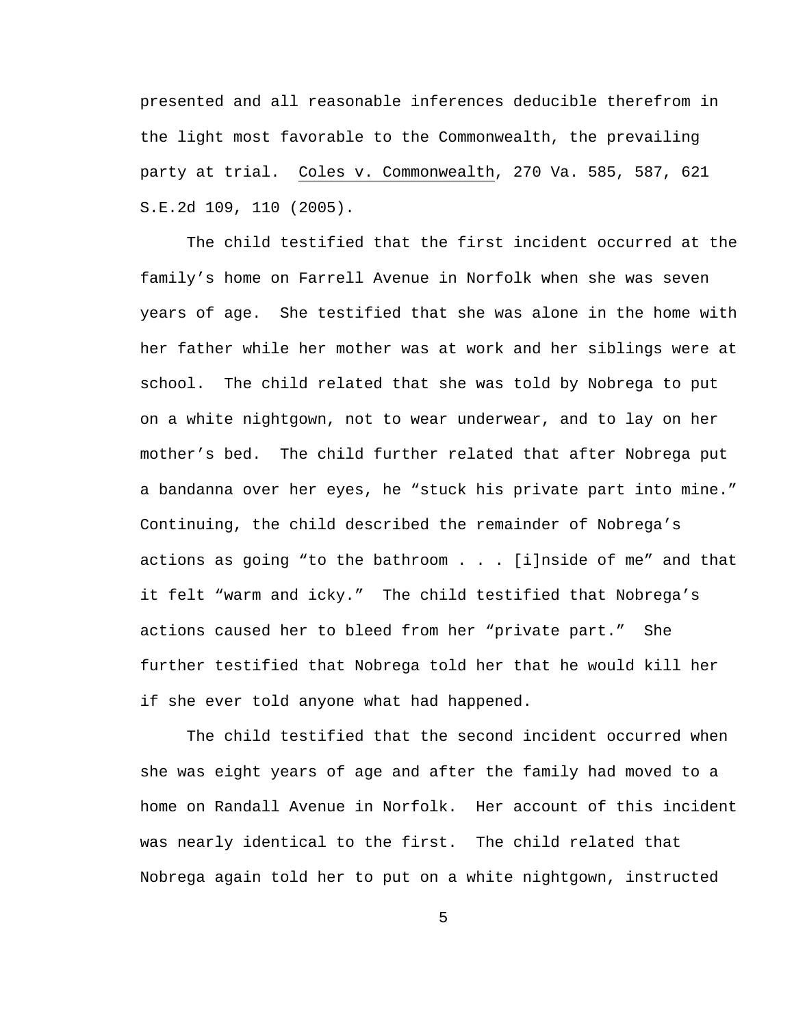presented and all reasonable inferences deducible therefrom in the light most favorable to the Commonwealth, the prevailing party at trial. Coles v. Commonwealth, 270 Va. 585, 587, 621 S.E.2d 109, 110 (2005).

The child testified that the first incident occurred at the family's home on Farrell Avenue in Norfolk when she was seven years of age. She testified that she was alone in the home with her father while her mother was at work and her siblings were at school. The child related that she was told by Nobrega to put on a white nightgown, not to wear underwear, and to lay on her mother's bed. The child further related that after Nobrega put a bandanna over her eyes, he "stuck his private part into mine." Continuing, the child described the remainder of Nobrega's actions as going "to the bathroom . . . [i]nside of me" and that it felt "warm and icky." The child testified that Nobrega's actions caused her to bleed from her "private part." She further testified that Nobrega told her that he would kill her if she ever told anyone what had happened.

The child testified that the second incident occurred when she was eight years of age and after the family had moved to a home on Randall Avenue in Norfolk. Her account of this incident was nearly identical to the first. The child related that Nobrega again told her to put on a white nightgown, instructed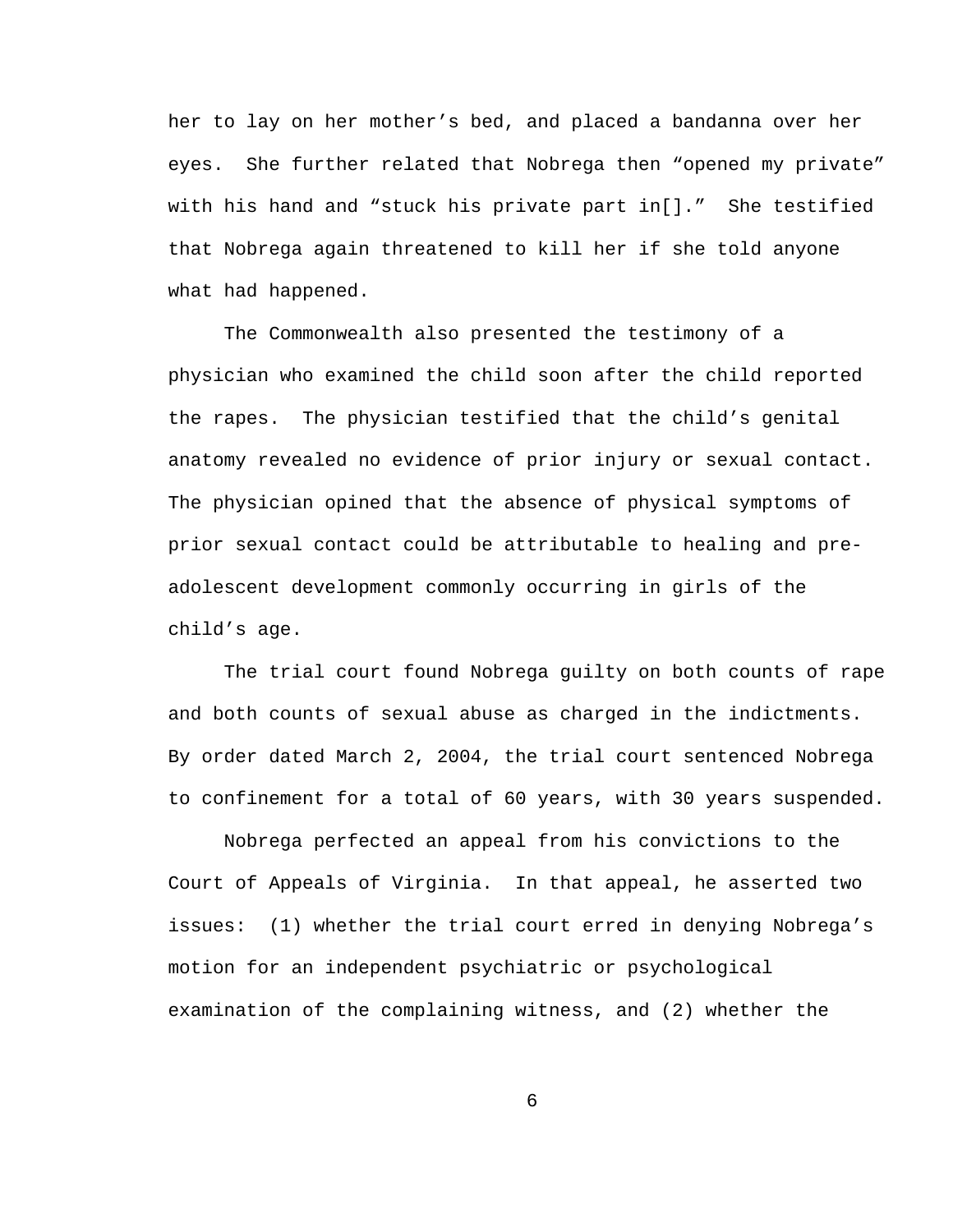her to lay on her mother’s bed, and placed a bandanna over her eyes. She further related that Nobrega then “opened my private” with his hand and “stuck his private part in[].” She testified that Nobrega again threatened to kill her if she told anyone what had happened.

The Commonwealth also presented the testimony of a physician who examined the child soon after the child reported the rapes. The physician testified that the child’s genital anatomy revealed no evidence of prior injury or sexual contact. The physician opined that the absence of physical symptoms of prior sexual contact could be attributable to healing and pre-adolescent development commonly occurring in girls of the child’s age.

The trial court found Nobrega guilty on both counts of rape and both counts of sexual abuse as charged in the indictments. By order dated March 2, 2004, the trial court sentenced Nobrega to confinement for a total of 60 years, with 30 years suspended.

Nobrega perfected an appeal from his convictions to the Court of Appeals of Virginia. In that appeal, he asserted two issues: (1) whether the trial court erred in denying Nobrega’s motion for an independent psychiatric or psychological examination of the complaining witness, and (2) whether the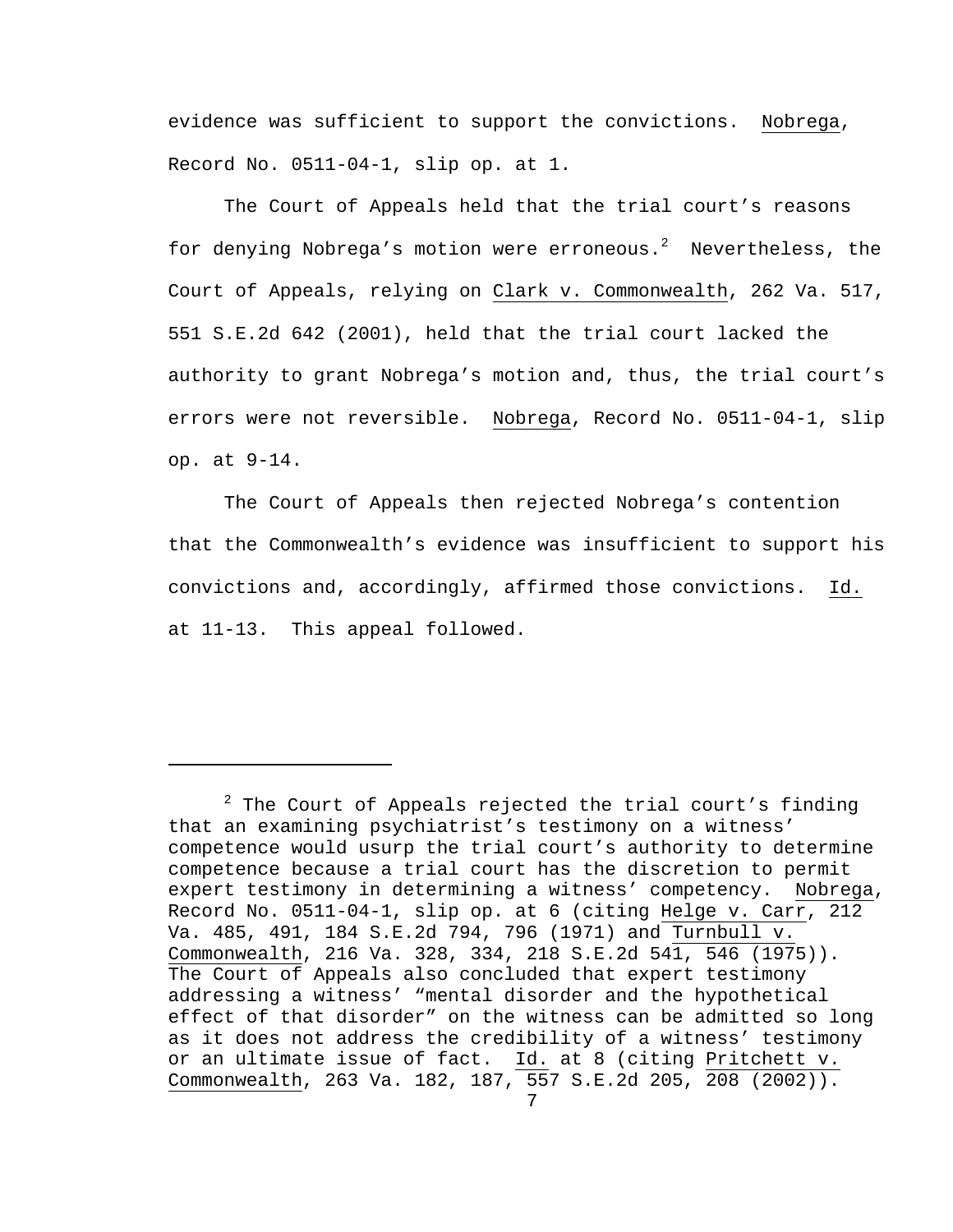evidence was sufficient to support the convictions. Nobrega, Record No. 0511-04-1, slip op. at 1.

The Court of Appeals held that the trial court's reasons for denying Nobrega's motion were erroneous.[2] Nevertheless, the Court of Appeals, relying on Clark v. Commonwealth, 262 Va. 517, 551 S.E.2d 642 (2001), held that the trial court lacked the authority to grant Nobrega's motion and, thus, the trial court's errors were not reversible. Nobrega, Record No. 0511-04-1, slip op. at 9-14.

The Court of Appeals then rejected Nobrega's contention that the Commonwealth's evidence was insufficient to support his convictions and, accordingly, affirmed those convictions. Id. at 11-13. This appeal followed.

---

[2] The Court of Appeals rejected the trial court's finding that an examining psychiatrist's testimony on a witness' competence would usurp the trial court's authority to determine competence because a trial court has the discretion to permit expert testimony in determining a witness' competency. Nobrega, Record No. 0511-04-1, slip op. at 6 (citing Helge v. Carr, 212 Va. 485, 491, 184 S.E.2d 794, 796 (1971) and Turnbull v. Commonwealth, 216 Va. 328, 334, 218 S.E.2d 541, 546 (1975)). The Court of Appeals also concluded that expert testimony addressing a witness' "mental disorder and the hypothetical effect of that disorder" on the witness can be admitted so long as it does not address the credibility of a witness' testimony or an ultimate issue of fact. Id. at 8 (citing Pritchett v. Commonwealth, 263 Va. 182, 187, 557 S.E.2d 205, 208 (2002)).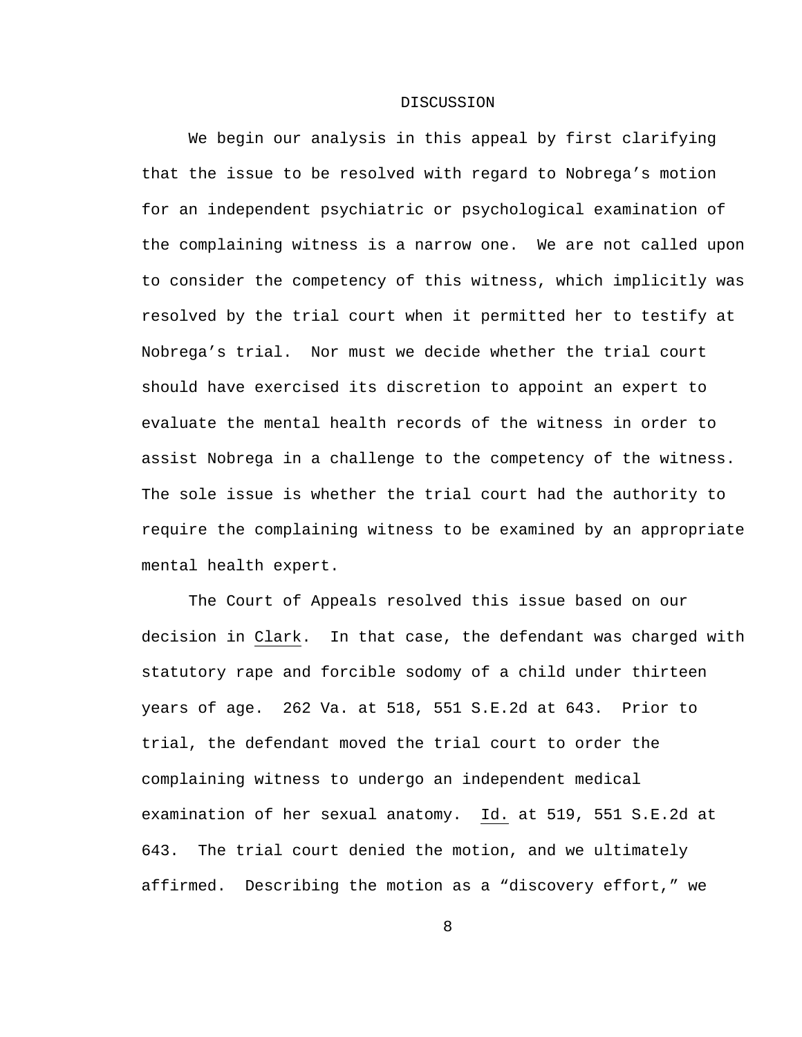## DISCUSSION

We begin our analysis in this appeal by first clarifying that the issue to be resolved with regard to Nobrega's motion for an independent psychiatric or psychological examination of the complaining witness is a narrow one. We are not called upon to consider the competency of this witness, which implicitly was resolved by the trial court when it permitted her to testify at Nobrega's trial. Nor must we decide whether the trial court should have exercised its discretion to appoint an expert to evaluate the mental health records of the witness in order to assist Nobrega in a challenge to the competency of the witness. The sole issue is whether the trial court had the authority to require the complaining witness to be examined by an appropriate mental health expert.

The Court of Appeals resolved this issue based on our decision in Clark. In that case, the defendant was charged with statutory rape and forcible sodomy of a child under thirteen years of age. 262 Va. at 518, 551 S.E.2d at 643. Prior to trial, the defendant moved the trial court to order the complaining witness to undergo an independent medical examination of her sexual anatomy. Id. at 519, 551 S.E.2d at 643. The trial court denied the motion, and we ultimately affirmed. Describing the motion as a "discovery effort," we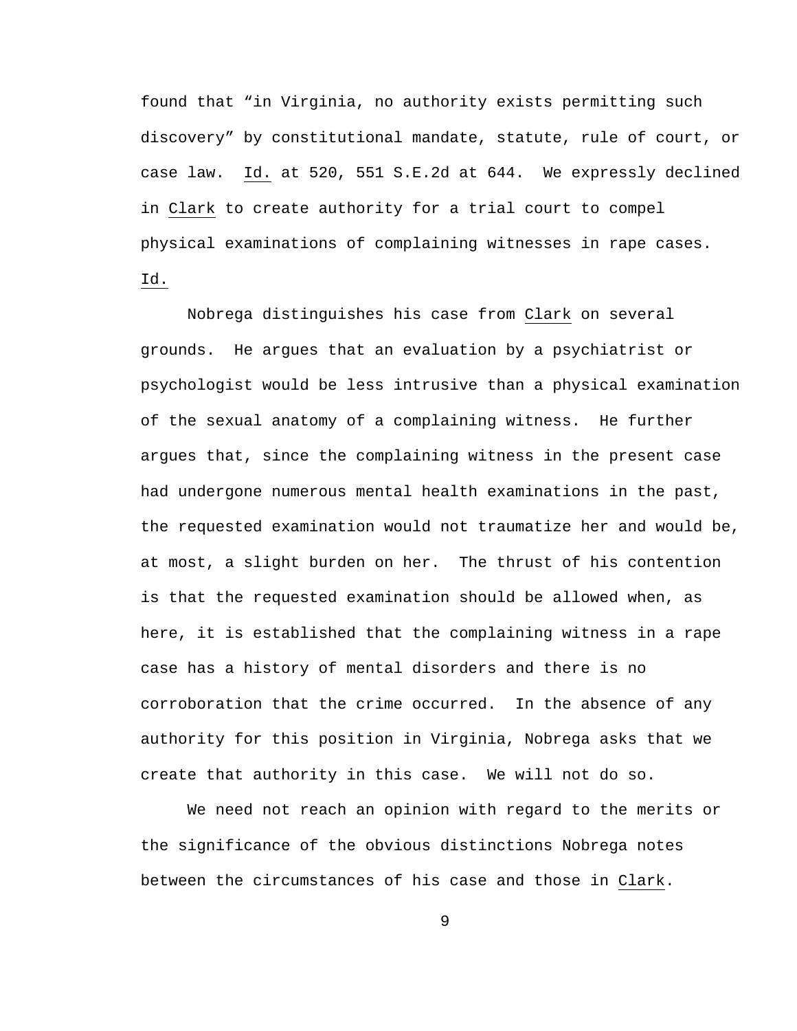found that "in Virginia, no authority exists permitting such discovery" by constitutional mandate, statute, rule of court, or case law. Id. at 520, 551 S.E.2d at 644. We expressly declined in Clark to create authority for a trial court to compel physical examinations of complaining witnesses in rape cases. Id.

Nobrega distinguishes his case from Clark on several grounds. He argues that an evaluation by a psychiatrist or psychologist would be less intrusive than a physical examination of the sexual anatomy of a complaining witness. He further argues that, since the complaining witness in the present case had undergone numerous mental health examinations in the past, the requested examination would not traumatize her and would be, at most, a slight burden on her. The thrust of his contention is that the requested examination should be allowed when, as here, it is established that the complaining witness in a rape case has a history of mental disorders and there is no corroboration that the crime occurred. In the absence of any authority for this position in Virginia, Nobrega asks that we create that authority in this case. We will not do so.

We need not reach an opinion with regard to the merits or the significance of the obvious distinctions Nobrega notes between the circumstances of his case and those in Clark.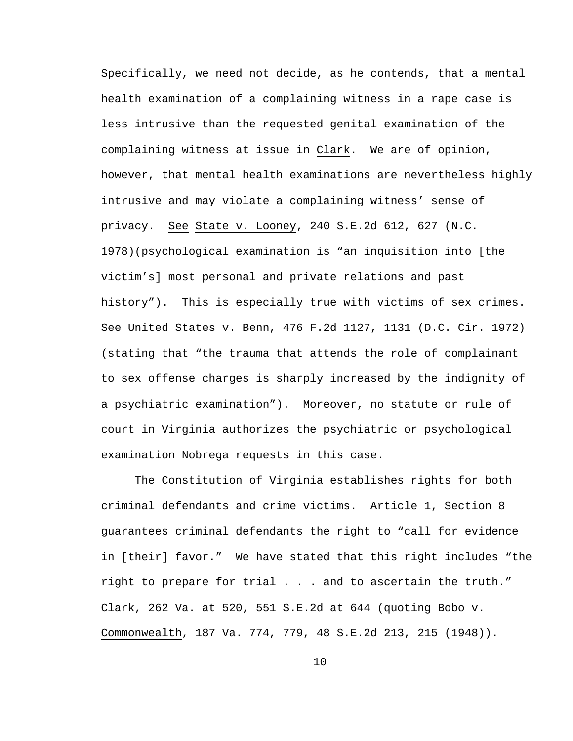Specifically, we need not decide, as he contends, that a mental health examination of a complaining witness in a rape case is less intrusive than the requested genital examination of the complaining witness at issue in Clark. We are of opinion, however, that mental health examinations are nevertheless highly intrusive and may violate a complaining witness' sense of privacy. See State v. Looney, 240 S.E.2d 612, 627 (N.C. 1978)(psychological examination is "an inquisition into [the victim's] most personal and private relations and past history"). This is especially true with victims of sex crimes. See United States v. Benn, 476 F.2d 1127, 1131 (D.C. Cir. 1972) (stating that "the trauma that attends the role of complainant to sex offense charges is sharply increased by the indignity of a psychiatric examination"). Moreover, no statute or rule of court in Virginia authorizes the psychiatric or psychological examination Nobrega requests in this case.

The Constitution of Virginia establishes rights for both criminal defendants and crime victims. Article 1, Section 8 guarantees criminal defendants the right to "call for evidence in [their] favor." We have stated that this right includes "the right to prepare for trial . . . and to ascertain the truth." Clark, 262 Va. at 520, 551 S.E.2d at 644 (quoting Bobo v. Commonwealth, 187 Va. 774, 779, 48 S.E.2d 213, 215 (1948)).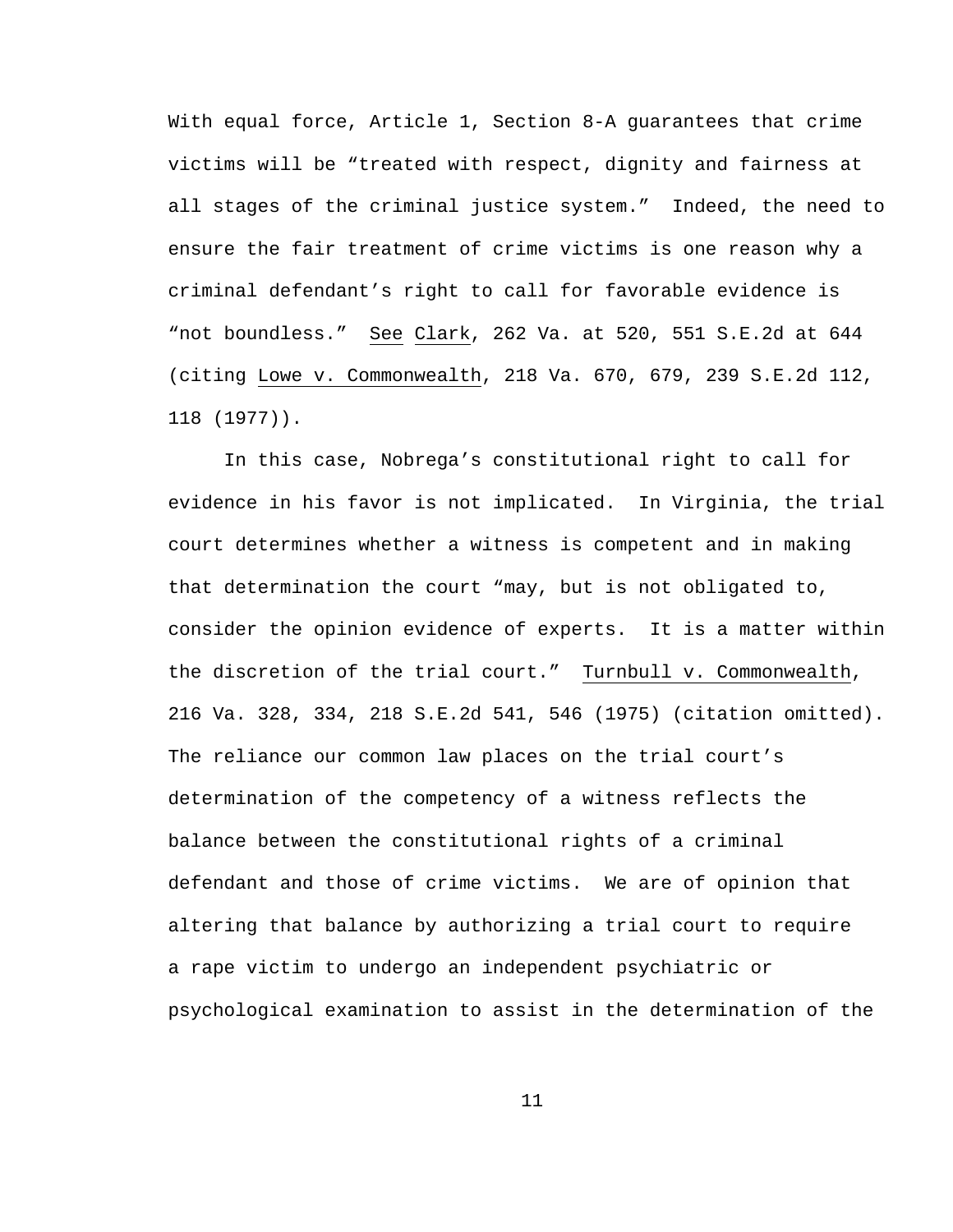With equal force, Article 1, Section 8-A guarantees that crime victims will be "treated with respect, dignity and fairness at all stages of the criminal justice system." Indeed, the need to ensure the fair treatment of crime victims is one reason why a criminal defendant's right to call for favorable evidence is "not boundless." See Clark, 262 Va. at 520, 551 S.E.2d at 644 (citing Lowe v. Commonwealth, 218 Va. 670, 679, 239 S.E.2d 112, 118 (1977)).

In this case, Nobrega's constitutional right to call for evidence in his favor is not implicated. In Virginia, the trial court determines whether a witness is competent and in making that determination the court "may, but is not obligated to, consider the opinion evidence of experts. It is a matter within the discretion of the trial court." Turnbull v. Commonwealth, 216 Va. 328, 334, 218 S.E.2d 541, 546 (1975) (citation omitted). The reliance our common law places on the trial court's determination of the competency of a witness reflects the balance between the constitutional rights of a criminal defendant and those of crime victims. We are of opinion that altering that balance by authorizing a trial court to require a rape victim to undergo an independent psychiatric or psychological examination to assist in the determination of the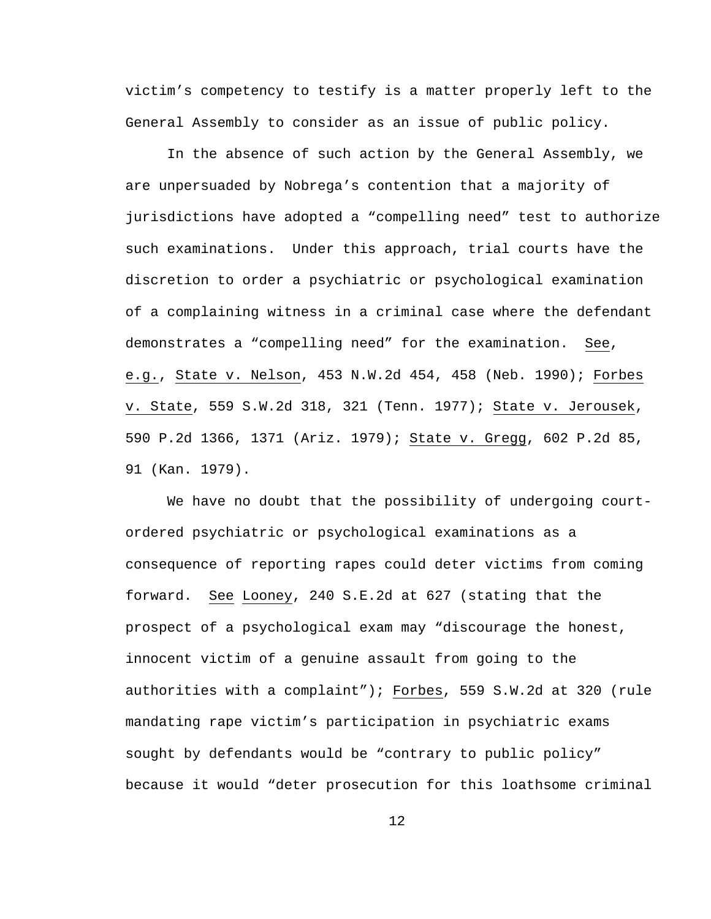victim's competency to testify is a matter properly left to the General Assembly to consider as an issue of public policy.

In the absence of such action by the General Assembly, we are unpersuaded by Nobrega's contention that a majority of jurisdictions have adopted a "compelling need" test to authorize such examinations. Under this approach, trial courts have the discretion to order a psychiatric or psychological examination of a complaining witness in a criminal case where the defendant demonstrates a "compelling need" for the examination. See, e.g., State v. Nelson, 453 N.W.2d 454, 458 (Neb. 1990); Forbes v. State, 559 S.W.2d 318, 321 (Tenn. 1977); State v. Jerousek, 590 P.2d 1366, 1371 (Ariz. 1979); State v. Gregg, 602 P.2d 85, 91 (Kan. 1979).

We have no doubt that the possibility of undergoing court-ordered psychiatric or psychological examinations as a consequence of reporting rapes could deter victims from coming forward. See Looney, 240 S.E.2d at 627 (stating that the prospect of a psychological exam may "discourage the honest, innocent victim of a genuine assault from going to the authorities with a complaint"); Forbes, 559 S.W.2d at 320 (rule mandating rape victim's participation in psychiatric exams sought by defendants would be "contrary to public policy" because it would "deter prosecution for this loathsome criminal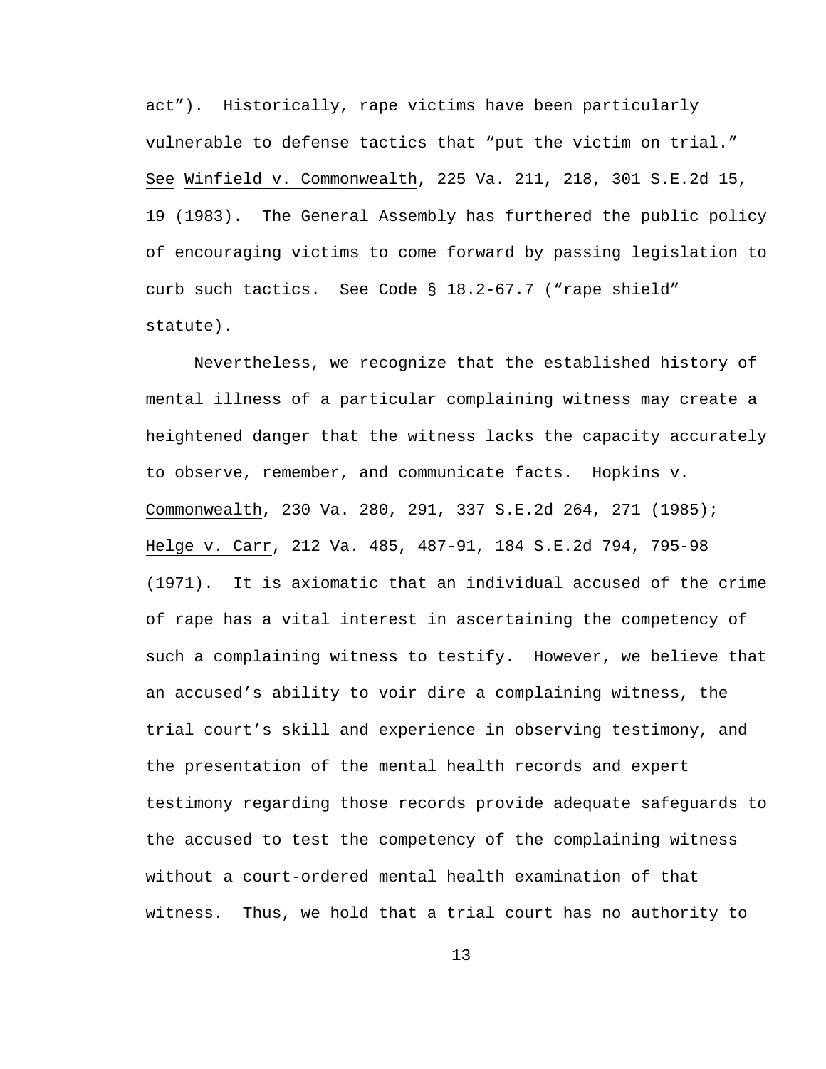act"). Historically, rape victims have been particularly vulnerable to defense tactics that "put the victim on trial." See Winfield v. Commonwealth, 225 Va. 211, 218, 301 S.E.2d 15, 19 (1983). The General Assembly has furthered the public policy of encouraging victims to come forward by passing legislation to curb such tactics. See Code § 18.2-67.7 ("rape shield" statute).

Nevertheless, we recognize that the established history of mental illness of a particular complaining witness may create a heightened danger that the witness lacks the capacity accurately to observe, remember, and communicate facts. Hopkins v. Commonwealth, 230 Va. 280, 291, 337 S.E.2d 264, 271 (1985); Helge v. Carr, 212 Va. 485, 487-91, 184 S.E.2d 794, 795-98 (1971). It is axiomatic that an individual accused of the crime of rape has a vital interest in ascertaining the competency of such a complaining witness to testify. However, we believe that an accused's ability to voir dire a complaining witness, the trial court's skill and experience in observing testimony, and the presentation of the mental health records and expert testimony regarding those records provide adequate safeguards to the accused to test the competency of the complaining witness without a court-ordered mental health examination of that witness. Thus, we hold that a trial court has no authority to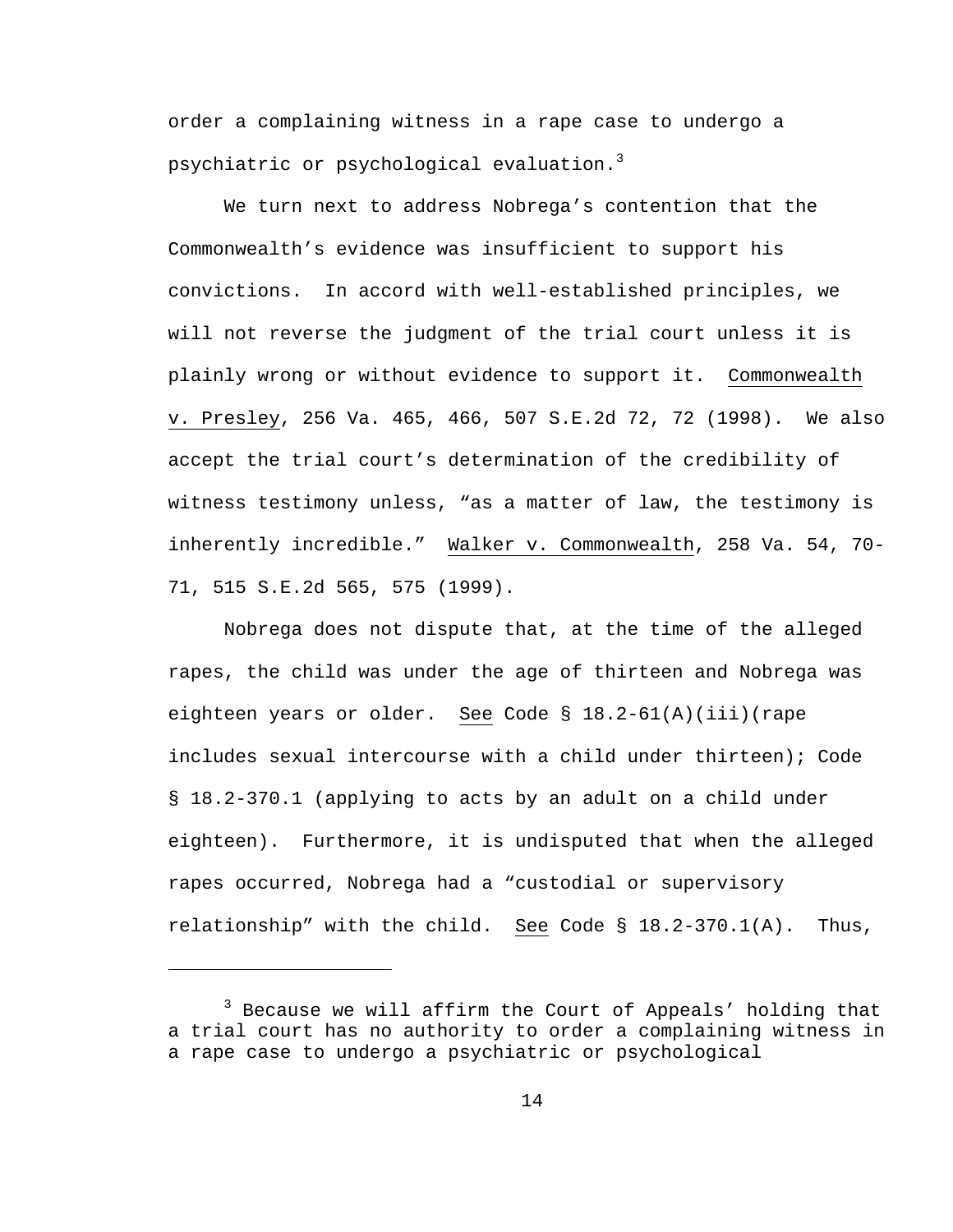order a complaining witness in a rape case to undergo a psychiatric or psychological evaluation.[3]

We turn next to address Nobrega's contention that the Commonwealth's evidence was insufficient to support his convictions. In accord with well-established principles, we will not reverse the judgment of the trial court unless it is plainly wrong or without evidence to support it. Commonwealth v. Presley, 256 Va. 465, 466, 507 S.E.2d 72, 72 (1998). We also accept the trial court's determination of the credibility of witness testimony unless, "as a matter of law, the testimony is inherently incredible." Walker v. Commonwealth, 258 Va. 54, 70-71, 515 S.E.2d 565, 575 (1999).

Nobrega does not dispute that, at the time of the alleged rapes, the child was under the age of thirteen and Nobrega was eighteen years or older. See Code § 18.2-61(A)(iii)(rape includes sexual intercourse with a child under thirteen); Code § 18.2-370.1 (applying to acts by an adult on a child under eighteen). Furthermore, it is undisputed that when the alleged rapes occurred, Nobrega had a "custodial or supervisory relationship" with the child. See Code § 18.2-370.1(A). Thus,

---

[3] Because we will affirm the Court of Appeals' holding that a trial court has no authority to order a complaining witness in a rape case to undergo a psychiatric or psychological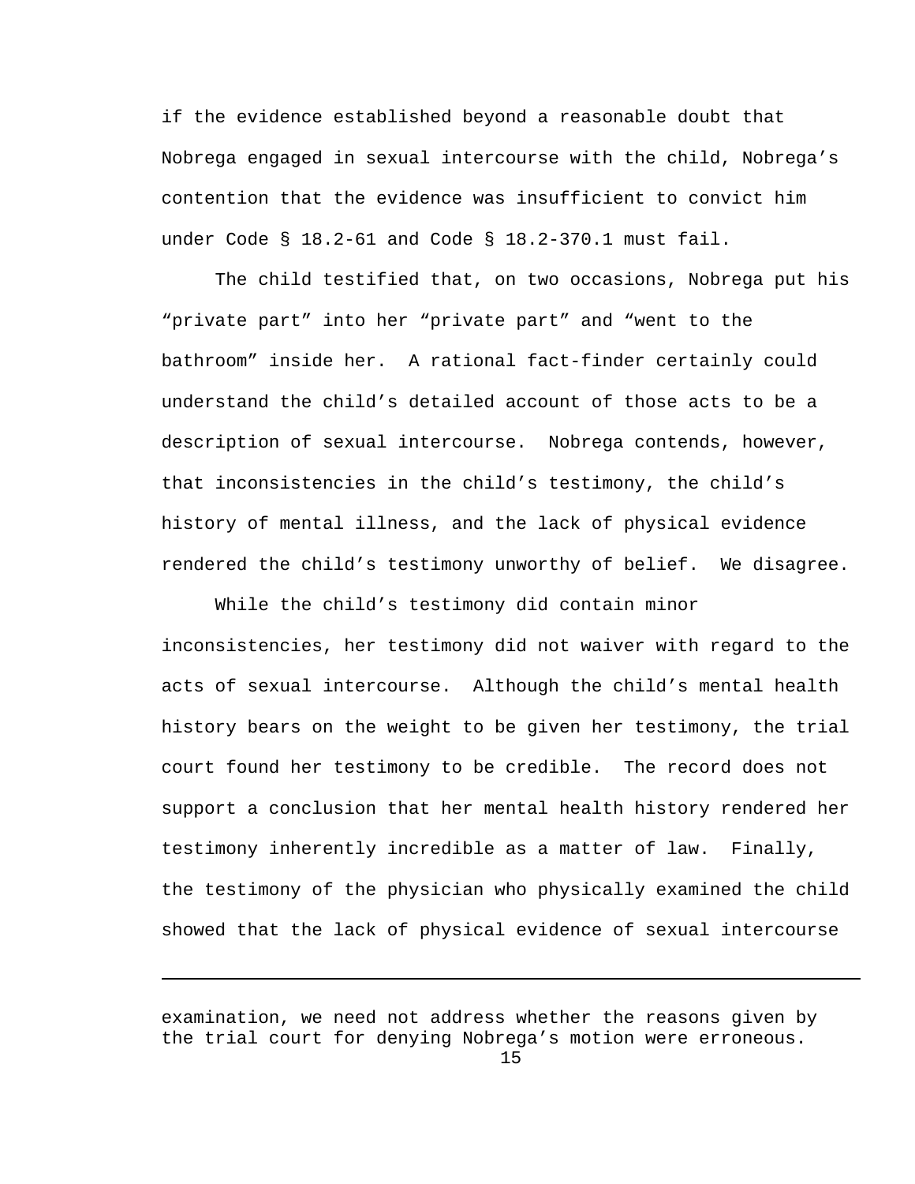if the evidence established beyond a reasonable doubt that Nobrega engaged in sexual intercourse with the child, Nobrega's contention that the evidence was insufficient to convict him under Code § 18.2-61 and Code § 18.2-370.1 must fail.

The child testified that, on two occasions, Nobrega put his "private part" into her "private part" and "went to the bathroom" inside her. A rational fact-finder certainly could understand the child's detailed account of those acts to be a description of sexual intercourse. Nobrega contends, however, that inconsistencies in the child's testimony, the child's history of mental illness, and the lack of physical evidence rendered the child's testimony unworthy of belief. We disagree.

While the child's testimony did contain minor inconsistencies, her testimony did not waiver with regard to the acts of sexual intercourse. Although the child's mental health history bears on the weight to be given her testimony, the trial court found her testimony to be credible. The record does not support a conclusion that her mental health history rendered her testimony inherently incredible as a matter of law. Finally, the testimony of the physician who physically examined the child showed that the lack of physical evidence of sexual intercourse

---

examination, we need not address whether the reasons given by the trial court for denying Nobrega's motion were erroneous.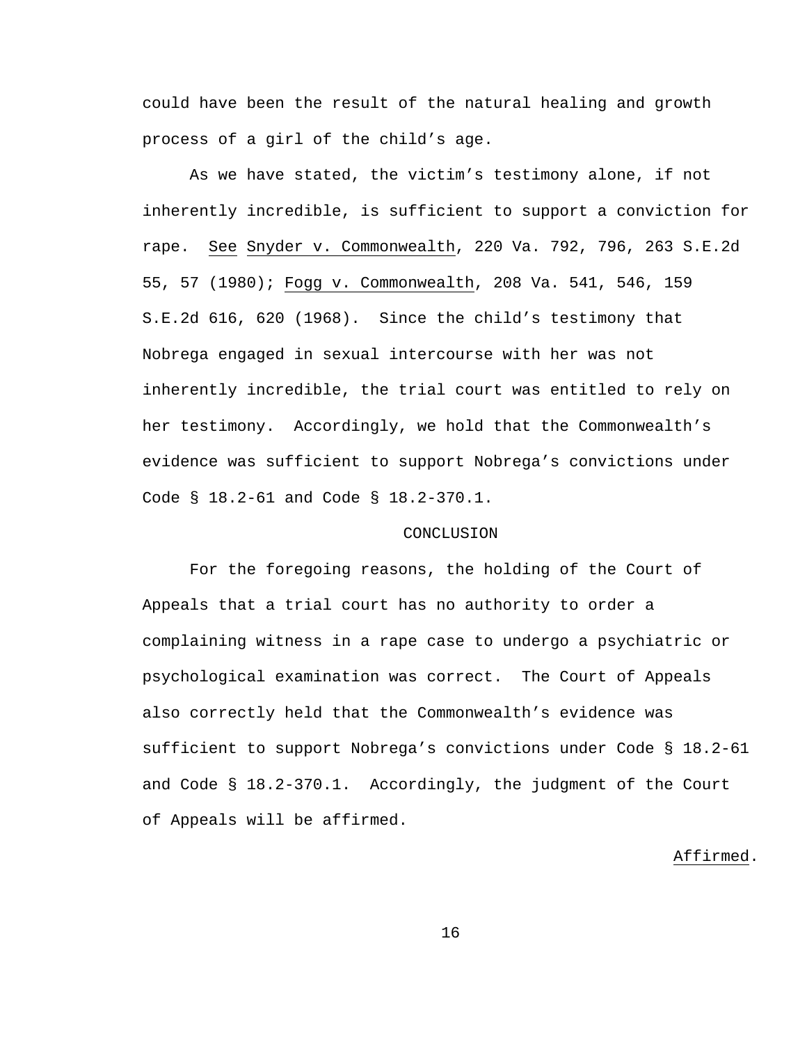could have been the result of the natural healing and growth process of a girl of the child's age.

As we have stated, the victim's testimony alone, if not inherently incredible, is sufficient to support a conviction for rape. See Snyder v. Commonwealth, 220 Va. 792, 796, 263 S.E.2d 55, 57 (1980); Fogg v. Commonwealth, 208 Va. 541, 546, 159 S.E.2d 616, 620 (1968). Since the child's testimony that Nobrega engaged in sexual intercourse with her was not inherently incredible, the trial court was entitled to rely on her testimony. Accordingly, we hold that the Commonwealth's evidence was sufficient to support Nobrega's convictions under Code § 18.2-61 and Code § 18.2-370.1.

CONCLUSION

For the foregoing reasons, the holding of the Court of Appeals that a trial court has no authority to order a complaining witness in a rape case to undergo a psychiatric or psychological examination was correct. The Court of Appeals also correctly held that the Commonwealth's evidence was sufficient to support Nobrega's convictions under Code § 18.2-61 and Code § 18.2-370.1. Accordingly, the judgment of the Court of Appeals will be affirmed.

Affirmed.